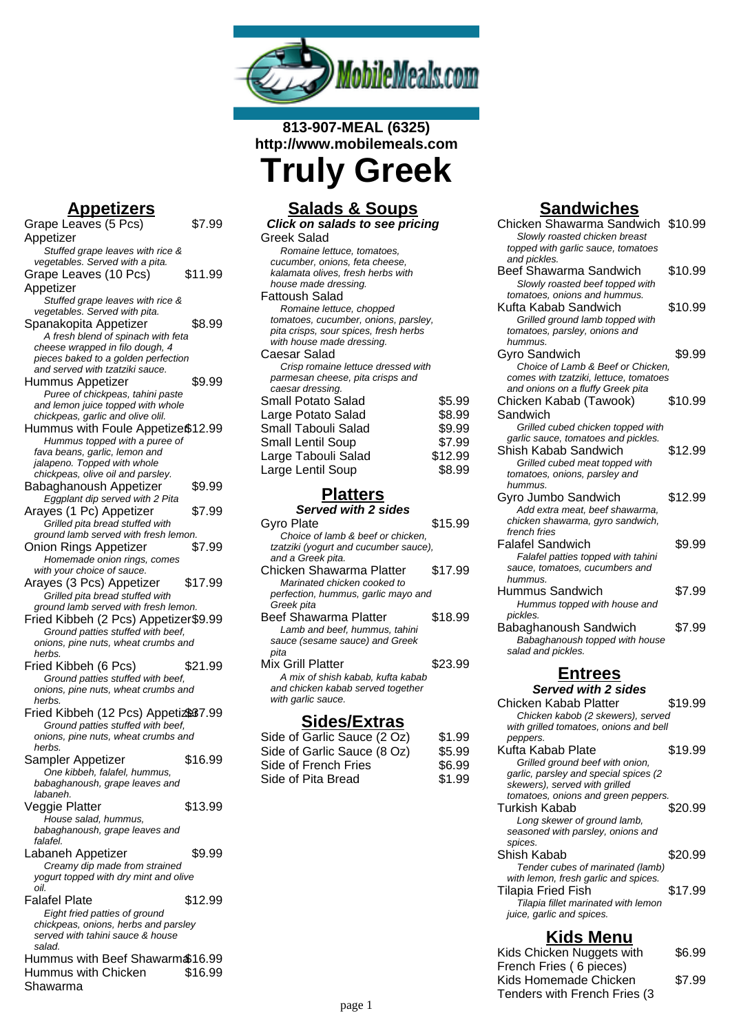813-907-MEAL (6325)
http://www.mobilemeals.com

# Truly Greek

## Appetizers

| Item | Price |
|---|---|
| Grape Leaves (5 Pcs) Appetizer<br>*Stuffed grape leaves with rice & vegetables. Served with a pita.* | $7.99 |
| Grape Leaves (10 Pcs) Appetizer<br>*Stuffed grape leaves with rice & vegetables. Served with pita.* | $11.99 |
| Spanakopita Appetizer<br>*A fresh blend of spinach with feta cheese wrapped in filo dough, 4 pieces baked to a golden perfection and served with tzatziki sauce.* | $8.99 |
| Hummus Appetizer<br>*Puree of chickpeas, tahini paste and lemon juice topped with whole chickpeas, garlic and olive olil.* | $9.99 |
| Hummus with Foule Appetizer<br>*Hummus topped with a puree of fava beans, garlic, lemon and jalapeno. Topped with whole chickpeas, olive oil and parsley.* | $12.99 |
| Babaghanoush Appetizer<br>*Eggplant dip served with 2 Pita* | $9.99 |
| Arayes (1 Pc) Appetizer<br>*Grilled pita bread stuffed with ground lamb served with fresh lemon.* | $7.99 |
| Onion Rings Appetizer<br>*Homemade onion rings, comes with your choice of sauce.* | $7.99 |
| Arayes (3 Pcs) Appetizer<br>*Grilled pita bread stuffed with ground lamb served with fresh lemon.* | $17.99 |
| Fried Kibbeh (2 Pcs) Appetizer<br>*Ground patties stuffed with beef, onions, pine nuts, wheat crumbs and herbs.* | $9.99 |
| Fried Kibbeh (6 Pcs)<br>*Ground patties stuffed with beef, onions, pine nuts, wheat crumbs and herbs.* | $21.99 |
| Fried Kibbeh (12 Pcs) Appetizer<br>*Ground patties stuffed with beef, onions, pine nuts, wheat crumbs and herbs.* | $37.99 |
| Sampler Appetizer<br>*One kibbeh, falafel, hummus, babaghanoush, grape leaves and labaneh.* | $16.99 |
| Veggie Platter<br>*House salad, hummus, babaghanoush, grape leaves and falafel.* | $13.99 |
| Labaneh Appetizer<br>*Creamy dip made from strained yogurt topped with dry mint and olive oil.* | $9.99 |
| Falafel Plate<br>*Eight fried patties of ground chickpeas, onions, herbs and parsley served with tahini sauce & house salad.* | $12.99 |
| Hummus with Beef Shawarma | $16.99 |
| Hummus with Chicken Shawarma | $16.99 |

## Salads & Soups

***Click on salads to see pricing***

**Greek Salad**
*Romaine lettuce, tomatoes, cucumber, onions, feta cheese, kalamata olives, fresh herbs with house made dressing.*

**Fattoush Salad**
*Romaine lettuce, chopped tomatoes, cucumber, onions, parsley, pita crisps, sour spices, fresh herbs with house made dressing.*

**Caesar Salad**
*Crisp romaine lettuce dressed with parmesan cheese, pita crisps and caesar dressing.*

| Item | Price |
|---|---|
| Small Potato Salad | $5.99 |
| Large Potato Salad | $8.99 |
| Small Tabouli Salad | $9.99 |
| Small Lentil Soup | $7.99 |
| Large Tabouli Salad | $12.99 |
| Large Lentil Soup | $8.99 |

## Platters

***Served with 2 sides***

| Item | Price |
|---|---|
| Gyro Plate<br>*Choice of lamb & beef or chicken, tzatziki (yogurt and cucumber sauce), and a Greek pita.* | $15.99 |
| Chicken Shawarma Platter<br>*Marinated chicken cooked to perfection, hummus, garlic mayo and Greek pita* | $17.99 |
| Beef Shawarma Platter<br>*Lamb and beef, hummus, tahini sauce (sesame sauce) and Greek pita* | $18.99 |
| Mix Grill Platter<br>*A mix of shish kabab, kufta kabab and chicken kabab served together with garlic sauce.* | $23.99 |

## Sides/Extras

| Item | Price |
|---|---|
| Side of Garlic Sauce (2 Oz) | $1.99 |
| Side of Garlic Sauce (8 Oz) | $5.99 |
| Side of French Fries | $6.99 |
| Side of Pita Bread | $1.99 |

## Sandwiches

| Item | Price |
|---|---|
| Chicken Shawarma Sandwich<br>*Slowly roasted chicken breast topped with garlic sauce, tomatoes and pickles.* | $10.99 |
| Beef Shawarma Sandwich<br>*Slowly roasted beef topped with tomatoes, onions and hummus.* | $10.99 |
| Kufta Kabab Sandwich<br>*Grilled ground lamb topped with tomatoes, parsley, onions and hummus.* | $10.99 |
| Gyro Sandwich<br>*Choice of Lamb & Beef or Chicken, comes with tzatziki, lettuce, tomatoes and onions on a fluffy Greek pita* | $9.99 |
| Chicken Kabab (Tawook) Sandwich<br>*Grilled cubed chicken topped with garlic sauce, tomatoes and pickles.* | $10.99 |
| Shish Kabab Sandwich<br>*Grilled cubed meat topped with tomatoes, onions, parsley and hummus.* | $12.99 |
| Gyro Jumbo Sandwich<br>*Add extra meat, beef shawarma, chicken shawarma, gyro sandwich, french fries* | $12.99 |
| Falafel Sandwich<br>*Falafel patties topped with tahini sauce, tomatoes, cucumbers and hummus.* | $9.99 |
| Hummus Sandwich<br>*Hummus topped with house and pickles.* | $7.99 |
| Babaghanoush Sandwich<br>*Babaghanoush topped with house salad and pickles.* | $7.99 |

## Entrees

***Served with 2 sides***

| Item | Price |
|---|---|
| Chicken Kabab Platter<br>*Chicken kabob (2 skewers), served with grilled tomatoes, onions and bell peppers.* | $19.99 |
| Kufta Kabab Plate<br>*Grilled ground beef with onion, garlic, parsley and special spices (2 skewers), served with grilled tomatoes, onions and green peppers.* | $19.99 |
| Turkish Kabab<br>*Long skewer of ground lamb, seasoned with parsley, onions and spices.* | $20.99 |
| Shish Kabab<br>*Tender cubes of marinated (lamb) with lemon, fresh garlic and spices.* | $20.99 |
| Tilapia Fried Fish<br>*Tilapia fillet marinated with lemon juice, garlic and spices.* | $17.99 |

## Kids Menu

| Item | Price |
|---|---|
| Kids Chicken Nuggets with French Fries ( 6 pieces) | $6.99 |
| Kids Homemade Chicken Tenders with French Fries (3 | $7.99 |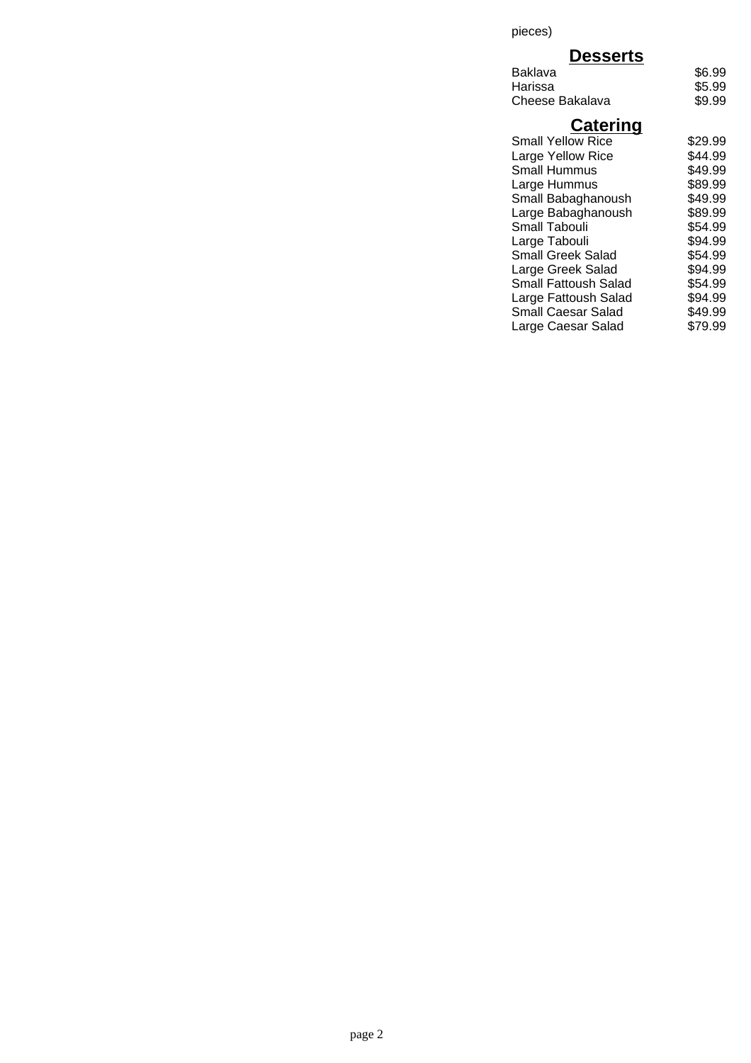pieces)

## Desserts

| | |
|---|---|
| Baklava | $6.99 |
| Harissa | $5.99 |
| Cheese Bakalava | $9.99 |

## Catering

| | |
|---|---|
| Small Yellow Rice | $29.99 |
| Large Yellow Rice | $44.99 |
| Small Hummus | $49.99 |
| Large Hummus | $89.99 |
| Small Babaghanoush | $49.99 |
| Large Babaghanoush | $89.99 |
| Small Tabouli | $54.99 |
| Large Tabouli | $94.99 |
| Small Greek Salad | $54.99 |
| Large Greek Salad | $94.99 |
| Small Fattoush Salad | $54.99 |
| Large Fattoush Salad | $94.99 |
| Small Caesar Salad | $49.99 |
| Large Caesar Salad | $79.99 |